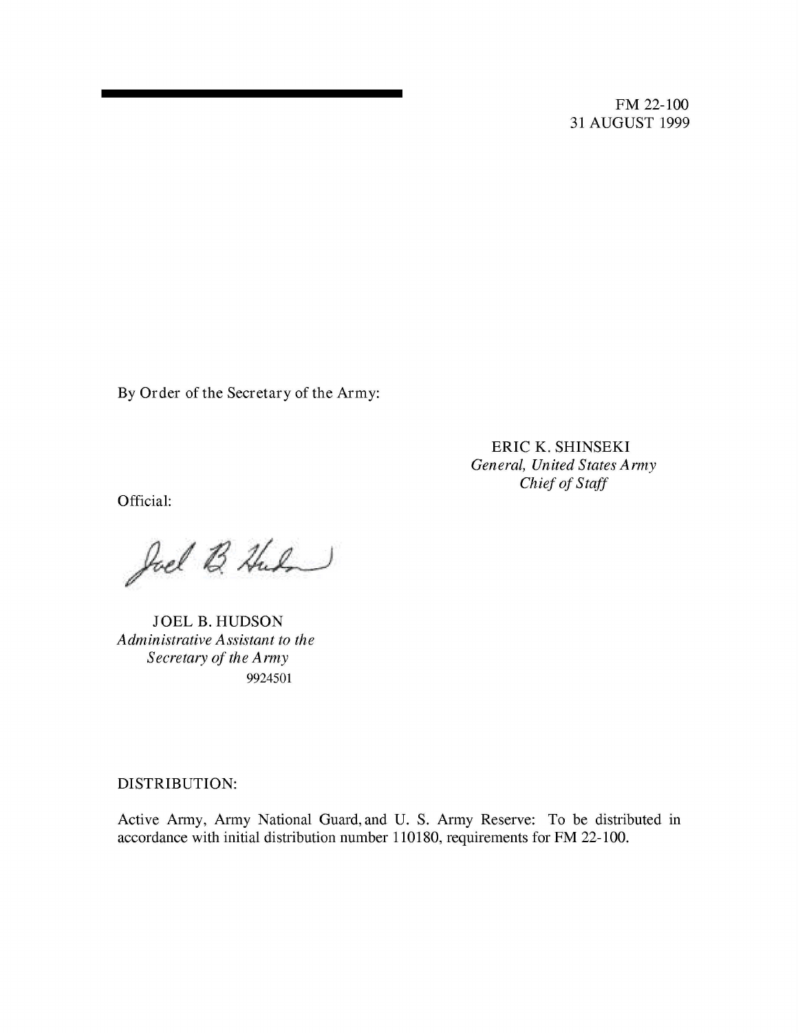FM 22-100
31 AUGUST 1999

By Order of the Secretary of the Army:

ERIC K. SHINSEKI
*General, United States Army*
*Chief of Staff*

Official:

JOEL B. HUDSON
*Administrative Assistant to the*
*Secretary of the Army*
9924501

DISTRIBUTION:

Active Army, Army National Guard, and U. S. Army Reserve: To be distributed in accordance with initial distribution number 110180, requirements for FM 22-100.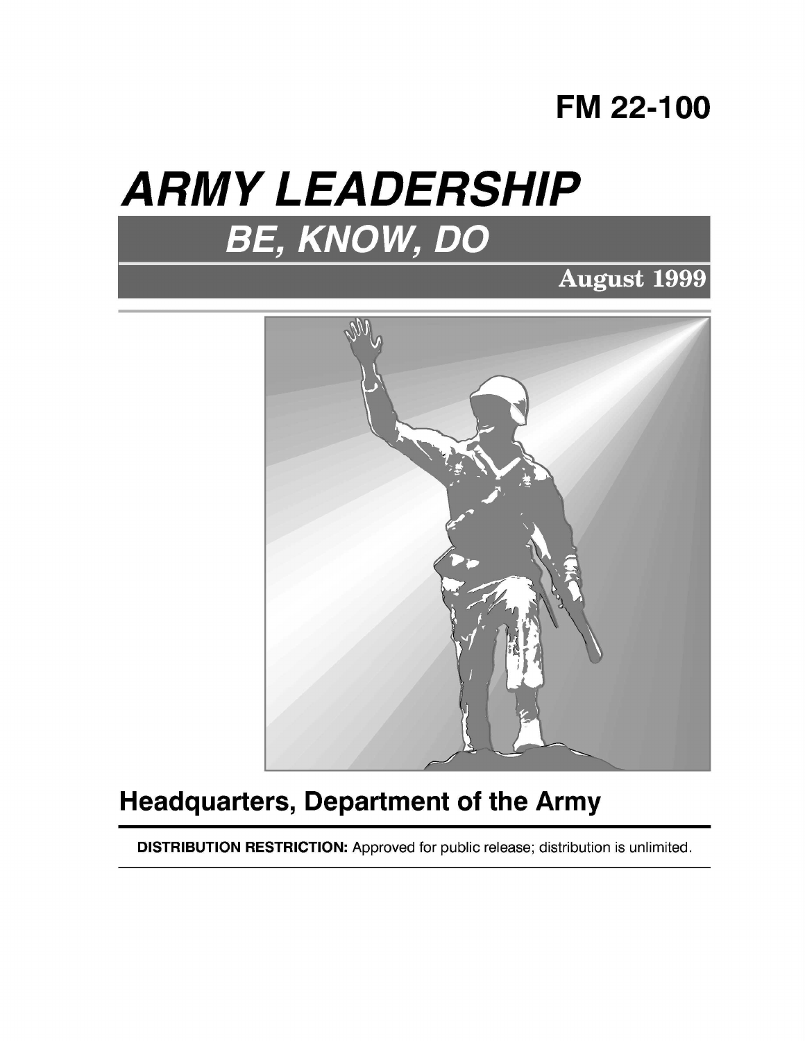# FM 22-100

# ARMY LEADERSHIP

## BE, KNOW, DO

**August 1999**

## Headquarters, Department of the Army

**DISTRIBUTION RESTRICTION:** Approved for public release; distribution is unlimited.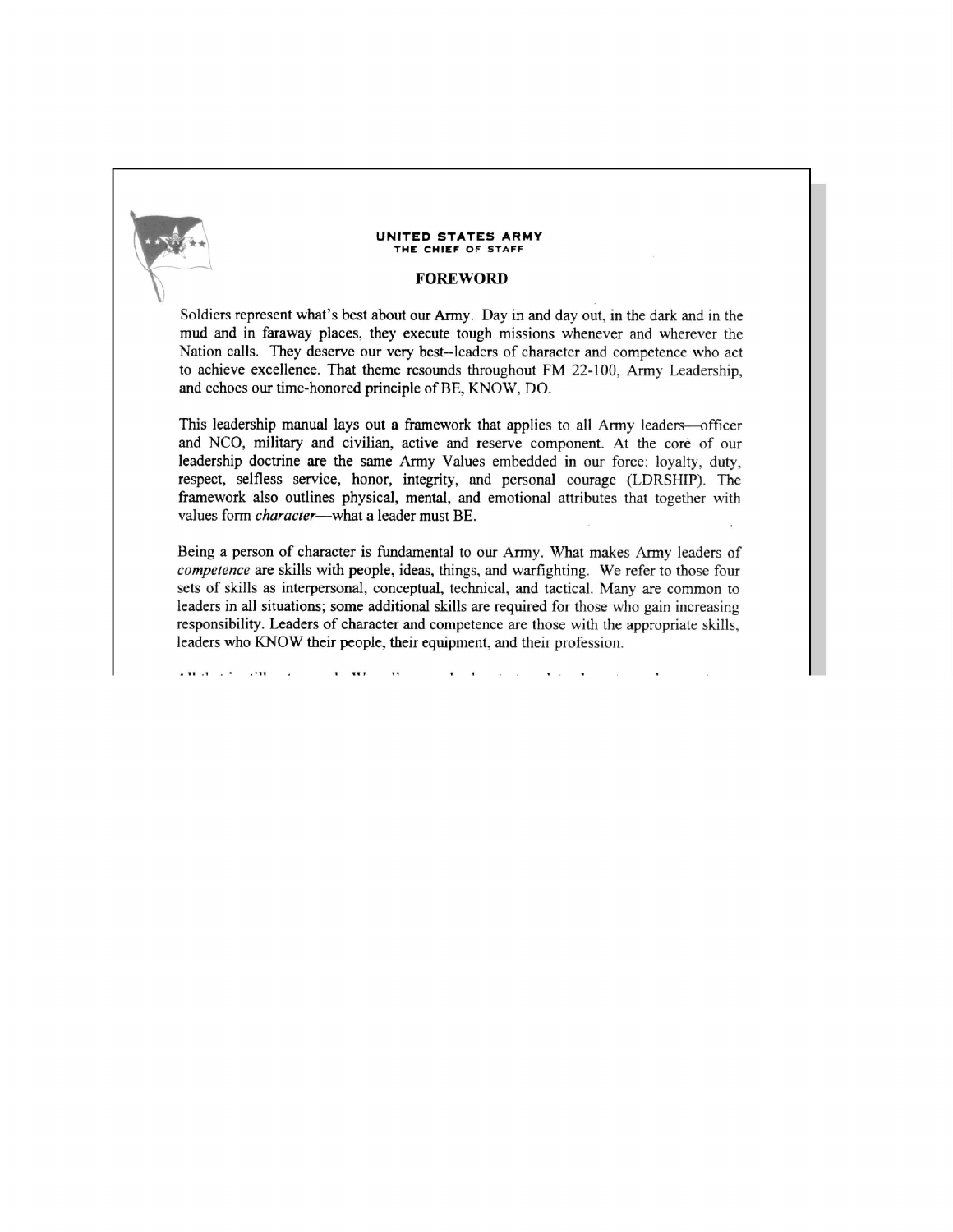**UNITED STATES ARMY**
**THE CHIEF OF STAFF**

## FOREWORD

Soldiers represent what's best about our Army. Day in and day out, in the dark and in the mud and in faraway places, they execute tough missions whenever and wherever the Nation calls. They deserve our very best--leaders of character and competence who act to achieve excellence. That theme resounds throughout FM 22-100, Army Leadership, and echoes our time-honored principle of BE, KNOW, DO.

This leadership manual lays out a framework that applies to all Army leaders—officer and NCO, military and civilian, active and reserve component. At the core of our leadership doctrine are the same Army Values embedded in our force: loyalty, duty, respect, selfless service, honor, integrity, and personal courage (LDRSHIP). The framework also outlines physical, mental, and emotional attributes that together with values form *character*—what a leader must BE.

Being a person of character is fundamental to our Army. What makes Army leaders of *competence* are skills with people, ideas, things, and warfighting. We refer to those four sets of skills as interpersonal, conceptual, technical, and tactical. Many are common to leaders in all situations; some additional skills are required for those who gain increasing responsibility. Leaders of character and competence are those with the appropriate skills, leaders who KNOW their people, their equipment, and their profession.